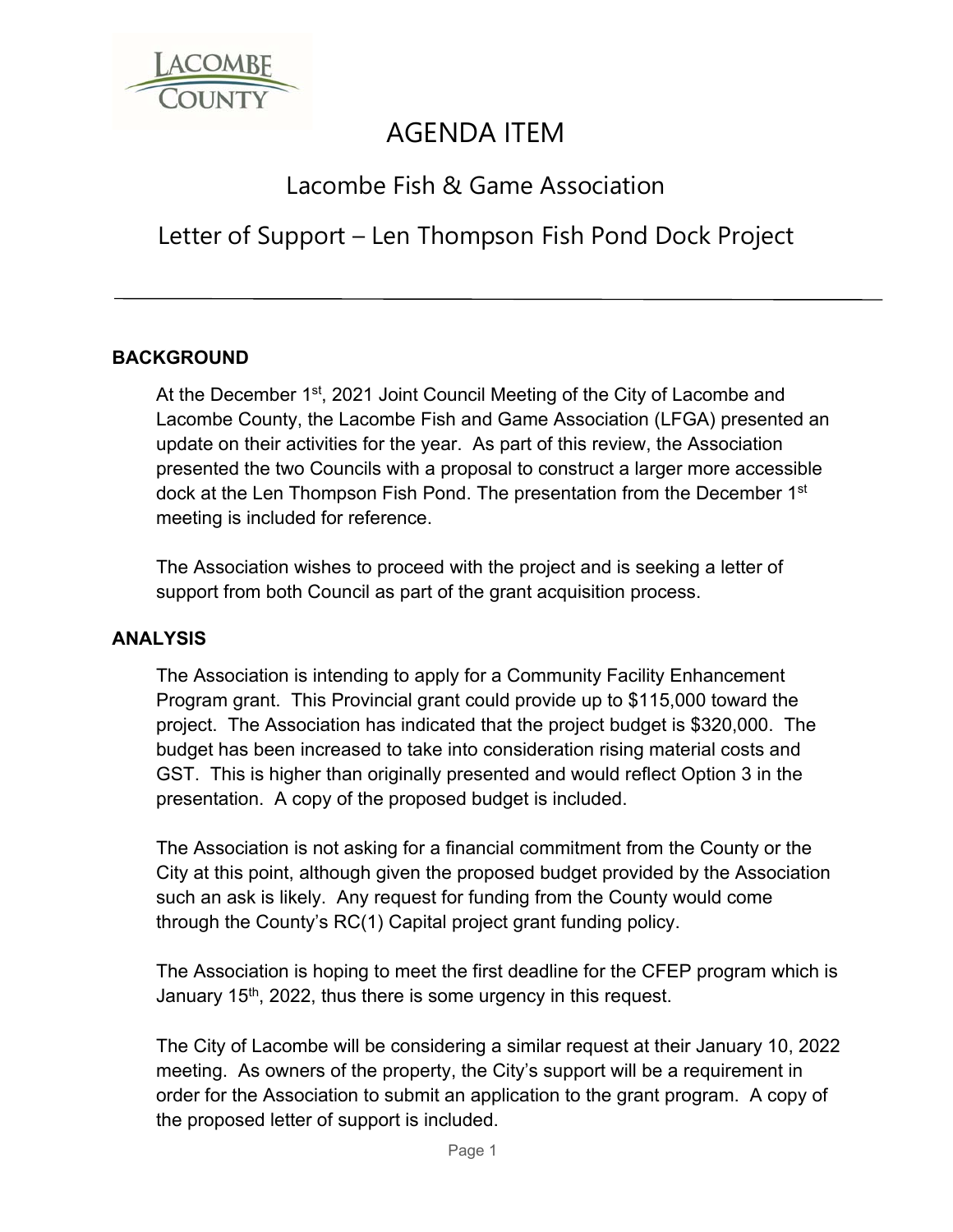# AGENDA ITEM

## Lacombe Fish & Game Association

## Letter of Support – Len Thompson Fish Pond Dock Project

---

### BACKGROUND

At the December 1st, 2021 Joint Council Meeting of the City of Lacombe and Lacombe County, the Lacombe Fish and Game Association (LFGA) presented an update on their activities for the year. As part of this review, the Association presented the two Councils with a proposal to construct a larger more accessible dock at the Len Thompson Fish Pond. The presentation from the December 1st meeting is included for reference.

The Association wishes to proceed with the project and is seeking a letter of support from both Council as part of the grant acquisition process.

### ANALYSIS

The Association is intending to apply for a Community Facility Enhancement Program grant. This Provincial grant could provide up to $115,000 toward the project. The Association has indicated that the project budget is $320,000. The budget has been increased to take into consideration rising material costs and GST. This is higher than originally presented and would reflect Option 3 in the presentation. A copy of the proposed budget is included.

The Association is not asking for a financial commitment from the County or the City at this point, although given the proposed budget provided by the Association such an ask is likely. Any request for funding from the County would come through the County's RC(1) Capital project grant funding policy.

The Association is hoping to meet the first deadline for the CFEP program which is January 15th, 2022, thus there is some urgency in this request.

The City of Lacombe will be considering a similar request at their January 10, 2022 meeting. As owners of the property, the City's support will be a requirement in order for the Association to submit an application to the grant program. A copy of the proposed letter of support is included.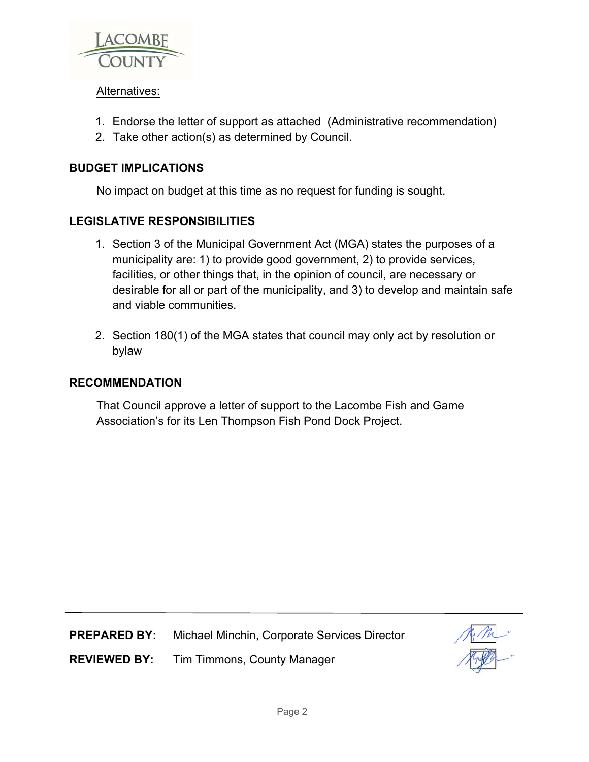Alternatives:

1. Endorse the letter of support as attached (Administrative recommendation)
2. Take other action(s) as determined by Council.

## BUDGET IMPLICATIONS

No impact on budget at this time as no request for funding is sought.

## LEGISLATIVE RESPONSIBILITIES

1. Section 3 of the Municipal Government Act (MGA) states the purposes of a municipality are: 1) to provide good government, 2) to provide services, facilities, or other things that, in the opinion of council, are necessary or desirable for all or part of the municipality, and 3) to develop and maintain safe and viable communities.

2. Section 180(1) of the MGA states that council may only act by resolution or bylaw

## RECOMMENDATION

That Council approve a letter of support to the Lacombe Fish and Game Association's for its Len Thompson Fish Pond Dock Project.

---

**PREPARED BY:** Michael Minchin, Corporate Services Director

**REVIEWED BY:** Tim Timmons, County Manager